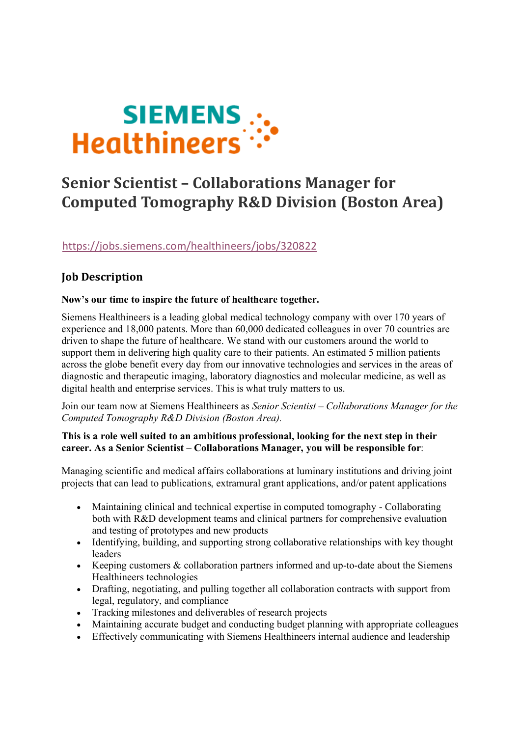SIEMENS Healthineers

# Senior Scientist – Collaborations Manager for Computed Tomography R&D Division (Boston Area)

https://jobs.siemens.com/healthineers/jobs/320822

## Job Description

**Now's our time to inspire the future of healthcare together.**

Siemens Healthineers is a leading global medical technology company with over 170 years of experience and 18,000 patents. More than 60,000 dedicated colleagues in over 70 countries are driven to shape the future of healthcare. We stand with our customers around the world to support them in delivering high quality care to their patients. An estimated 5 million patients across the globe benefit every day from our innovative technologies and services in the areas of diagnostic and therapeutic imaging, laboratory diagnostics and molecular medicine, as well as digital health and enterprise services. This is what truly matters to us.

Join our team now at Siemens Healthineers as *Senior Scientist – Collaborations Manager for the Computed Tomography R&D Division (Boston Area).*

**This is a role well suited to an ambitious professional, looking for the next step in their career. As a Senior Scientist – Collaborations Manager, you will be responsible for**:

Managing scientific and medical affairs collaborations at luminary institutions and driving joint projects that can lead to publications, extramural grant applications, and/or patent applications

- Maintaining clinical and technical expertise in computed tomography - Collaborating both with R&D development teams and clinical partners for comprehensive evaluation and testing of prototypes and new products
- Identifying, building, and supporting strong collaborative relationships with key thought leaders
- Keeping customers & collaboration partners informed and up-to-date about the Siemens Healthineers technologies
- Drafting, negotiating, and pulling together all collaboration contracts with support from legal, regulatory, and compliance
- Tracking milestones and deliverables of research projects
- Maintaining accurate budget and conducting budget planning with appropriate colleagues
- Effectively communicating with Siemens Healthineers internal audience and leadership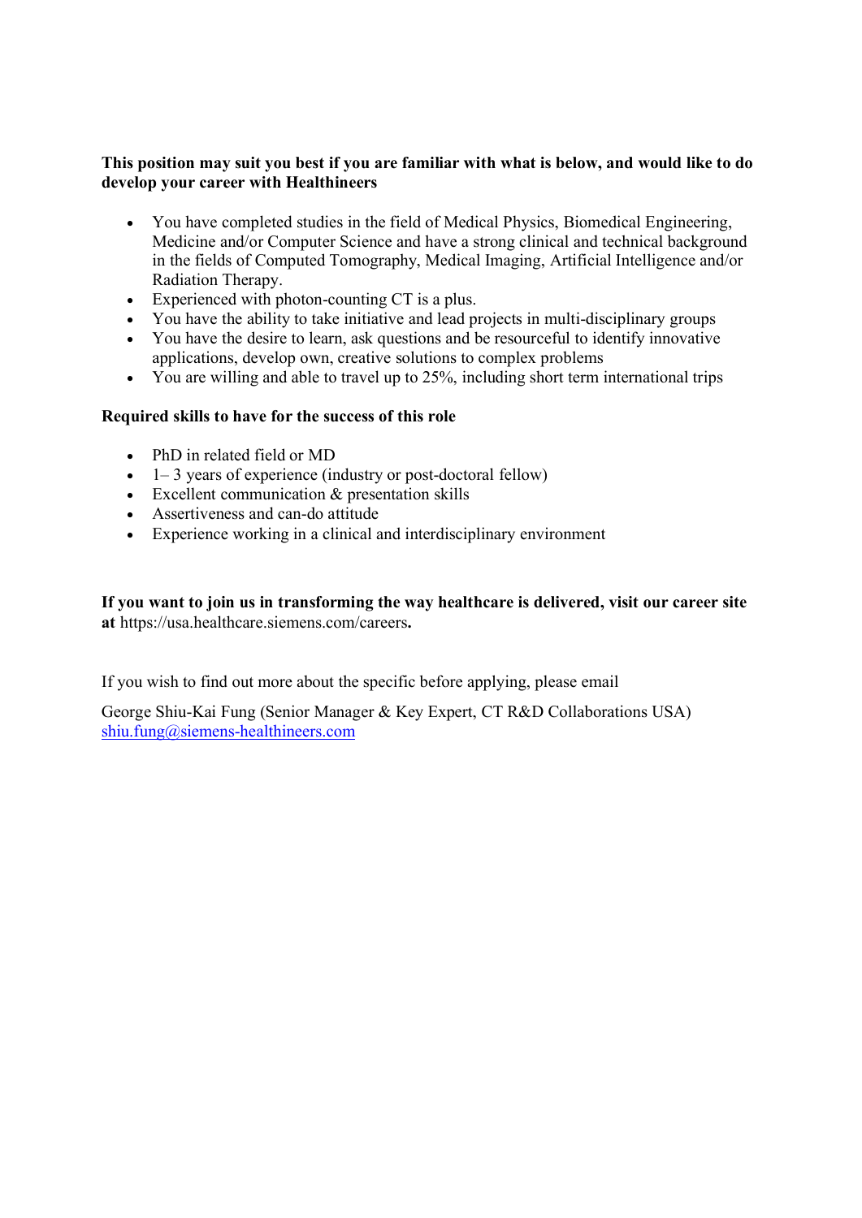**This position may suit you best if you are familiar with what is below, and would like to do develop your career with Healthineers**

- You have completed studies in the field of Medical Physics, Biomedical Engineering, Medicine and/or Computer Science and have a strong clinical and technical background in the fields of Computed Tomography, Medical Imaging, Artificial Intelligence and/or Radiation Therapy.
- Experienced with photon-counting CT is a plus.
- You have the ability to take initiative and lead projects in multi-disciplinary groups
- You have the desire to learn, ask questions and be resourceful to identify innovative applications, develop own, creative solutions to complex problems
- You are willing and able to travel up to 25%, including short term international trips

**Required skills to have for the success of this role**

- PhD in related field or MD
- 1– 3 years of experience (industry or post-doctoral fellow)
- Excellent communication & presentation skills
- Assertiveness and can-do attitude
- Experience working in a clinical and interdisciplinary environment

**If you want to join us in transforming the way healthcare is delivered, visit our career site at** https://usa.healthcare.siemens.com/careers**.**

If you wish to find out more about the specific before applying, please email

George Shiu-Kai Fung (Senior Manager & Key Expert, CT R&D Collaborations USA)
shiu.fung@siemens-healthineers.com